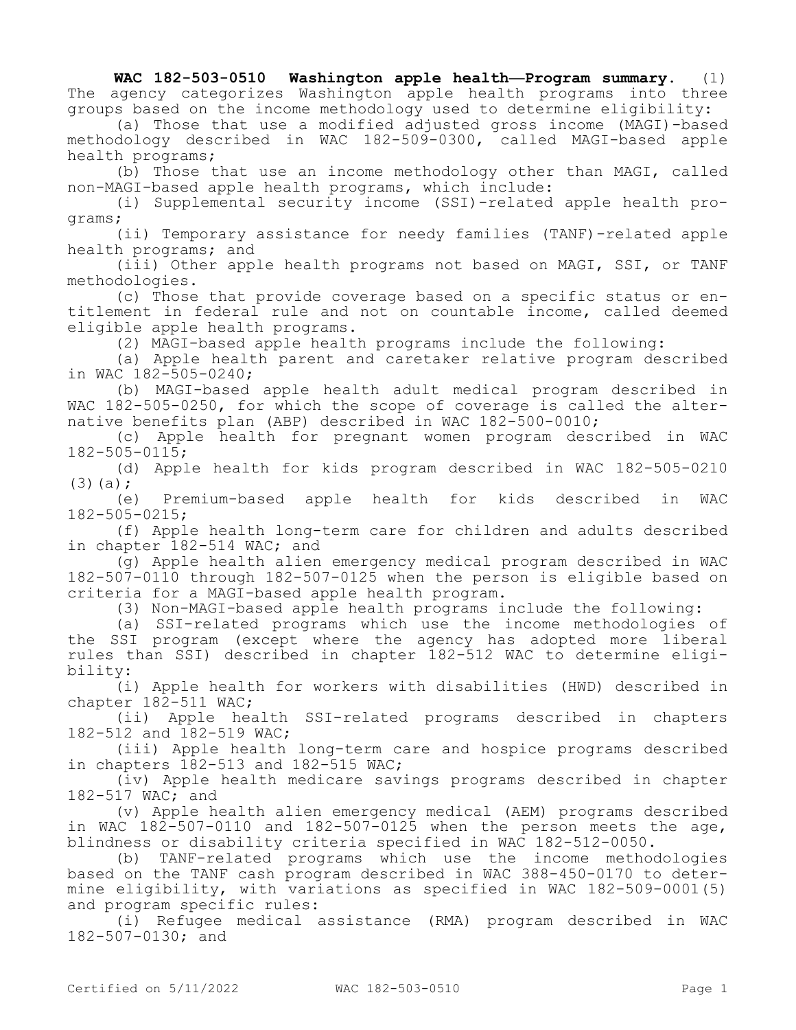**WAC 182-503-0510 Washington apple health—Program summary.** (1) The agency categorizes Washington apple health programs into three groups based on the income methodology used to determine eligibility:

(a) Those that use a modified adjusted gross income (MAGI)-based methodology described in WAC 182-509-0300, called MAGI-based apple health programs;

(b) Those that use an income methodology other than MAGI, called non-MAGI-based apple health programs, which include:

(i) Supplemental security income (SSI)-related apple health programs;

(ii) Temporary assistance for needy families (TANF)-related apple health programs; and

(iii) Other apple health programs not based on MAGI, SSI, or TANF methodologies.

(c) Those that provide coverage based on a specific status or entitlement in federal rule and not on countable income, called deemed eligible apple health programs.

(2) MAGI-based apple health programs include the following:

(a) Apple health parent and caretaker relative program described in WAC 182-505-0240;

(b) MAGI-based apple health adult medical program described in WAC 182-505-0250, for which the scope of coverage is called the alternative benefits plan (ABP) described in WAC 182-500-0010;

(c) Apple health for pregnant women program described in WAC 182-505-0115;

(d) Apple health for kids program described in WAC 182-505-0210 (3)(a);

(e) Premium-based apple health for kids described in WAC 182-505-0215;

(f) Apple health long-term care for children and adults described in chapter 182-514 WAC; and

(g) Apple health alien emergency medical program described in WAC 182-507-0110 through 182-507-0125 when the person is eligible based on criteria for a MAGI-based apple health program.

(3) Non-MAGI-based apple health programs include the following:

(a) SSI-related programs which use the income methodologies of the SSI program (except where the agency has adopted more liberal rules than SSI) described in chapter 182-512 WAC to determine eligibility:

(i) Apple health for workers with disabilities (HWD) described in chapter 182-511 WAC;

(ii) Apple health SSI-related programs described in chapters 182-512 and 182-519 WAC;

(iii) Apple health long-term care and hospice programs described in chapters 182-513 and 182-515 WAC;

(iv) Apple health medicare savings programs described in chapter 182-517 WAC; and

(v) Apple health alien emergency medical (AEM) programs described in WAC 182-507-0110 and 182-507-0125 when the person meets the age, blindness or disability criteria specified in WAC 182-512-0050.

(b) TANF-related programs which use the income methodologies based on the TANF cash program described in WAC 388-450-0170 to determine eligibility, with variations as specified in WAC 182-509-0001(5) and program specific rules:

(i) Refugee medical assistance (RMA) program described in WAC 182-507-0130; and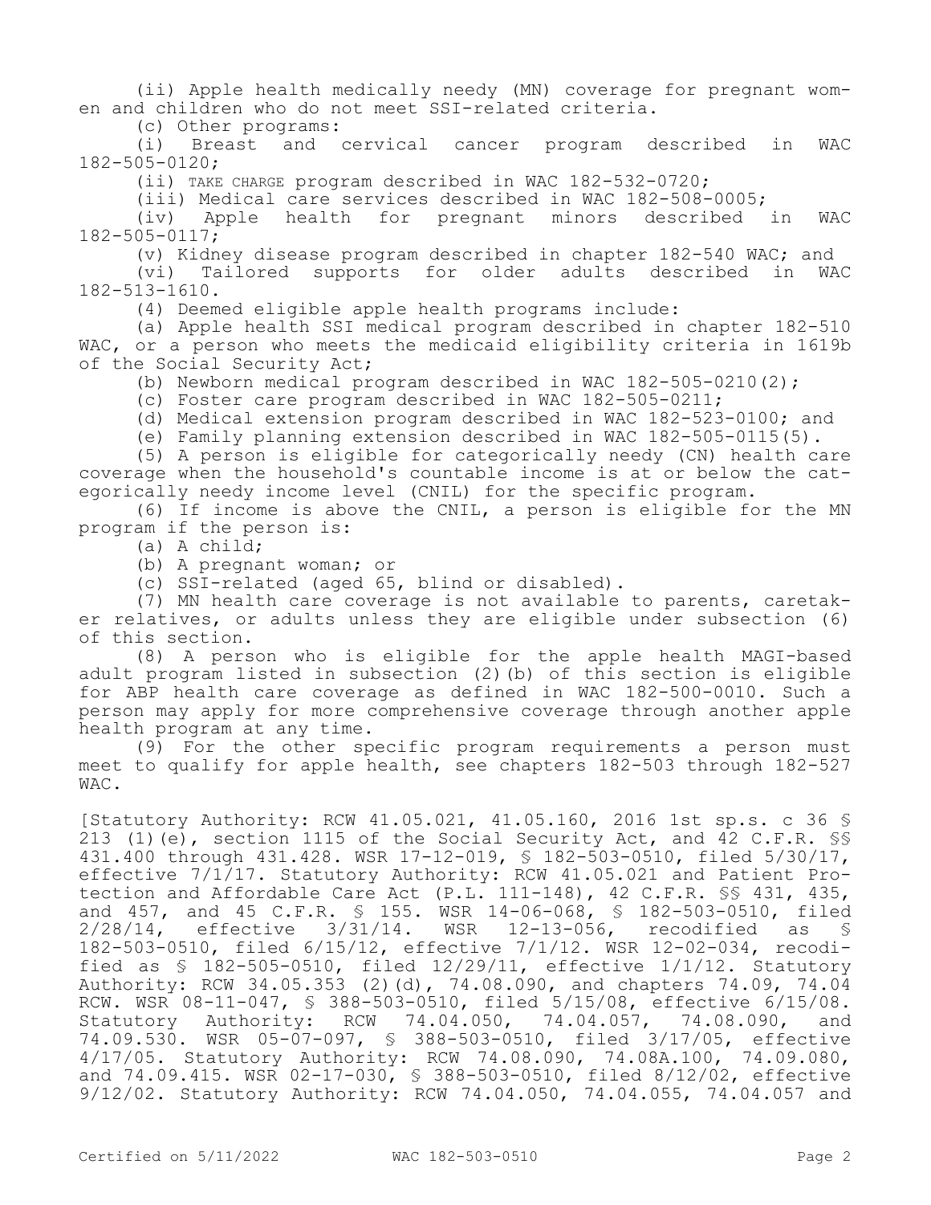(ii) Apple health medically needy (MN) coverage for pregnant women and children who do not meet SSI-related criteria.

(c) Other programs:

(i) Breast and cervical cancer program described in WAC 182-505-0120;

(ii) TAKE CHARGE program described in WAC 182-532-0720;

(iii) Medical care services described in WAC 182-508-0005;

(iv) Apple health for pregnant minors described in WAC 182-505-0117;

(v) Kidney disease program described in chapter 182-540 WAC; and

(vi) Tailored supports for older adults described in WAC 182-513-1610.

(4) Deemed eligible apple health programs include:

(a) Apple health SSI medical program described in chapter 182-510 WAC, or a person who meets the medicaid eligibility criteria in 1619b of the Social Security Act;

(b) Newborn medical program described in WAC 182-505-0210(2);

(c) Foster care program described in WAC 182-505-0211;

(d) Medical extension program described in WAC 182-523-0100; and

(e) Family planning extension described in WAC 182-505-0115(5).

(5) A person is eligible for categorically needy (CN) health care coverage when the household's countable income is at or below the categorically needy income level (CNIL) for the specific program.

(6) If income is above the CNIL, a person is eligible for the MN program if the person is:

(a) A child;

(b) A pregnant woman; or

(c) SSI-related (aged 65, blind or disabled).

(7) MN health care coverage is not available to parents, caretaker relatives, or adults unless they are eligible under subsection (6) of this section.

(8) A person who is eligible for the apple health MAGI-based adult program listed in subsection (2)(b) of this section is eligible for ABP health care coverage as defined in WAC 182-500-0010. Such a person may apply for more comprehensive coverage through another apple health program at any time.

(9) For the other specific program requirements a person must meet to qualify for apple health, see chapters 182-503 through 182-527 WAC.

[Statutory Authority: RCW 41.05.021, 41.05.160, 2016 1st sp.s. c 36 § 213 (1)(e), section 1115 of the Social Security Act, and 42 C.F.R. §§ 431.400 through 431.428. WSR 17-12-019, § 182-503-0510, filed 5/30/17, effective 7/1/17. Statutory Authority: RCW 41.05.021 and Patient Protection and Affordable Care Act (P.L. 111-148), 42 C.F.R. §§ 431, 435, and 457, and 45 C.F.R. § 155. WSR 14-06-068, § 182-503-0510, filed 2/28/14, effective 3/31/14. WSR 12-13-056, recodified as § 182-503-0510, filed 6/15/12, effective 7/1/12. WSR 12-02-034, recodified as § 182-505-0510, filed 12/29/11, effective 1/1/12. Statutory Authority: RCW 34.05.353 (2)(d), 74.08.090, and chapters 74.09, 74.04 RCW. WSR 08-11-047, § 388-503-0510, filed 5/15/08, effective 6/15/08. Statutory Authority: RCW 74.04.050, 74.04.057, 74.08.090, and 74.09.530. WSR 05-07-097, § 388-503-0510, filed 3/17/05, effective 4/17/05. Statutory Authority: RCW 74.08.090, 74.08A.100, 74.09.080, and 74.09.415. WSR 02-17-030, § 388-503-0510, filed 8/12/02, effective 9/12/02. Statutory Authority: RCW 74.04.050, 74.04.055, 74.04.057 and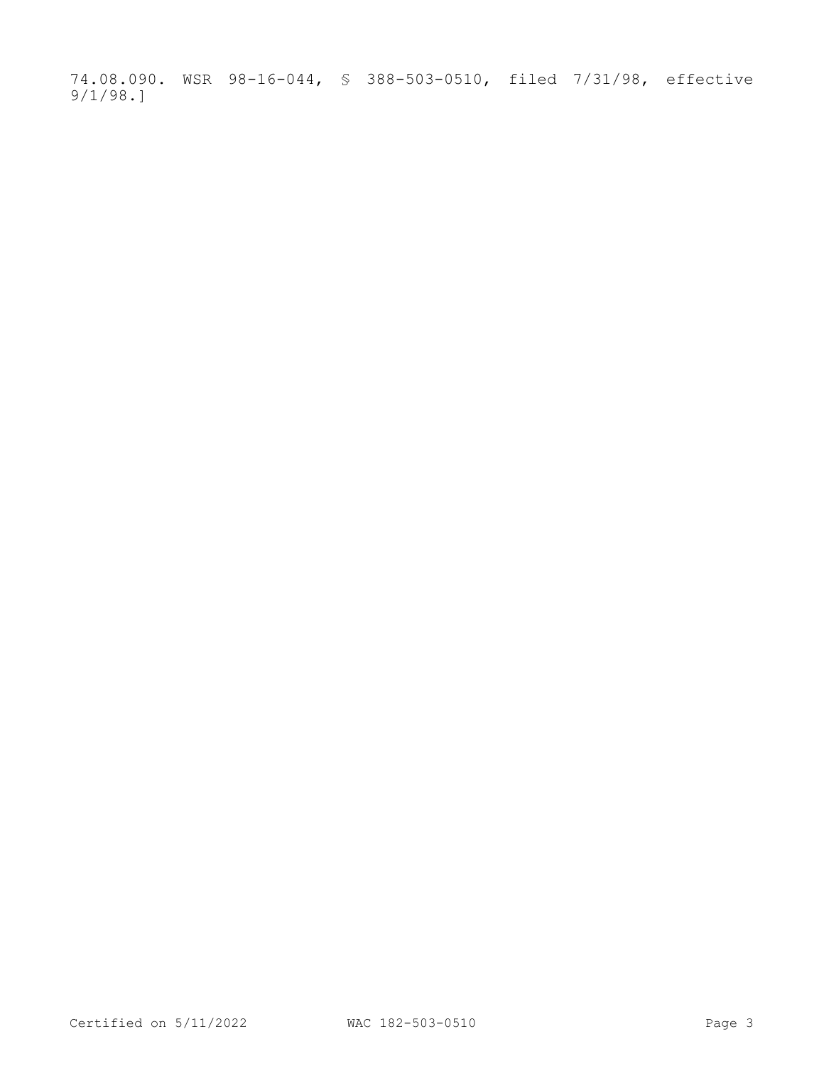74.08.090. WSR 98-16-044, § 388-503-0510, filed 7/31/98, effective 9/1/98.]